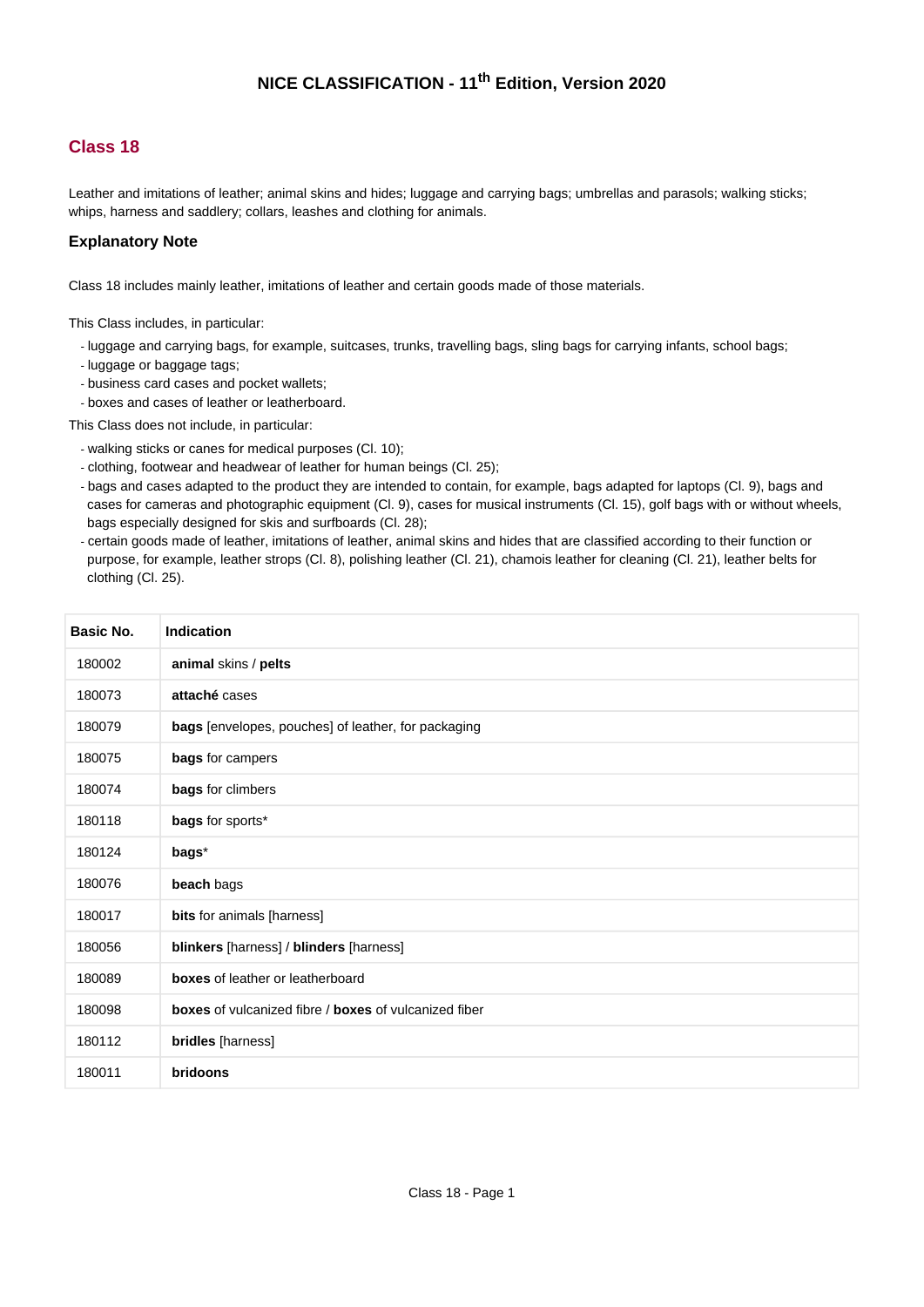# NICE CLASSIFICATION - 11th Edition, Version 2020

## Class 18

Leather and imitations of leather; animal skins and hides; luggage and carrying bags; umbrellas and parasols; walking sticks; whips, harness and saddlery; collars, leashes and clothing for animals.

### Explanatory Note

Class 18 includes mainly leather, imitations of leather and certain goods made of those materials.

This Class includes, in particular:

- luggage and carrying bags, for example, suitcases, trunks, travelling bags, sling bags for carrying infants, school bags;
- luggage or baggage tags;
- business card cases and pocket wallets;
- boxes and cases of leather or leatherboard.

This Class does not include, in particular:

- walking sticks or canes for medical purposes (Cl. 10);
- clothing, footwear and headwear of leather for human beings (Cl. 25);
- bags and cases adapted to the product they are intended to contain, for example, bags adapted for laptops (Cl. 9), bags and cases for cameras and photographic equipment (Cl. 9), cases for musical instruments (Cl. 15), golf bags with or without wheels, bags especially designed for skis and surfboards (Cl. 28);
- certain goods made of leather, imitations of leather, animal skins and hides that are classified according to their function or purpose, for example, leather strops (Cl. 8), polishing leather (Cl. 21), chamois leather for cleaning (Cl. 21), leather belts for clothing (Cl. 25).

| Basic No. | Indication |
|---|---|
| 180002 | **animal** skins / **pelts** |
| 180073 | **attaché** cases |
| 180079 | **bags** [envelopes, pouches] of leather, for packaging |
| 180075 | **bags** for campers |
| 180074 | **bags** for climbers |
| 180118 | **bags** for sports* |
| 180124 | **bags*** |
| 180076 | **beach** bags |
| 180017 | **bits** for animals [harness] |
| 180056 | **blinkers** [harness] / **blinders** [harness] |
| 180089 | **boxes** of leather or leatherboard |
| 180098 | **boxes** of vulcanized fibre / **boxes** of vulcanized fiber |
| 180112 | **bridles** [harness] |
| 180011 | **bridoons** |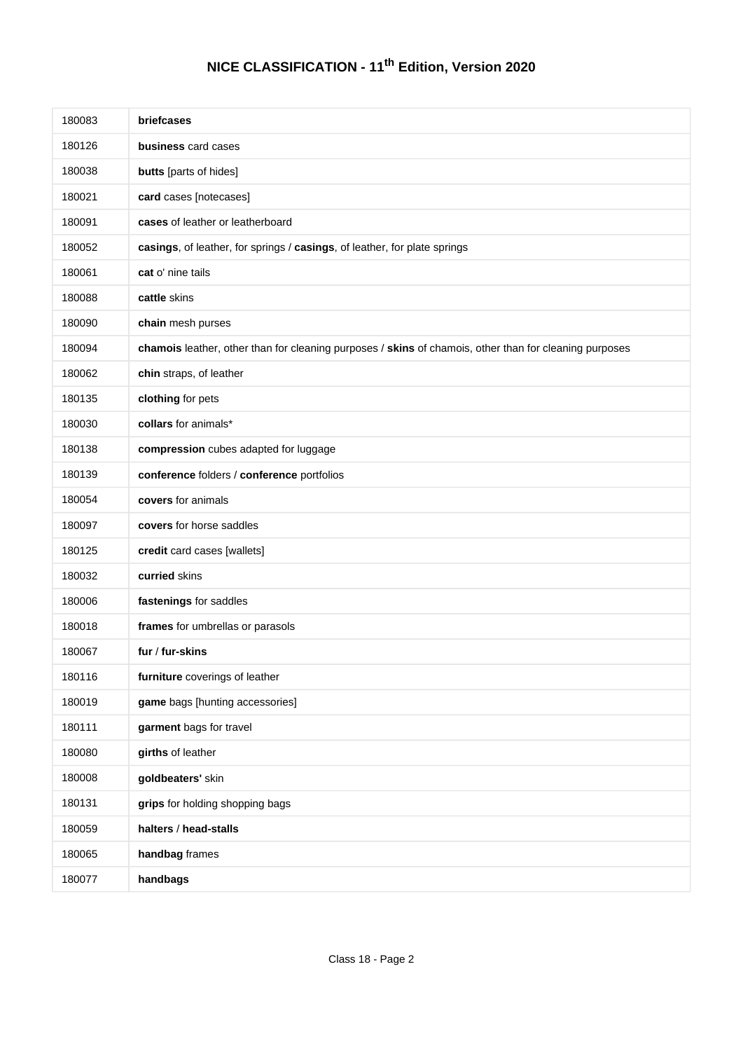# NICE CLASSIFICATION - 11th Edition, Version 2020

| | |
|---|---|
| 180083 | **briefcases** |
| 180126 | **business** card cases |
| 180038 | **butts** [parts of hides] |
| 180021 | **card** cases [notecases] |
| 180091 | **cases** of leather or leatherboard |
| 180052 | **casings**, of leather, for springs / **casings**, of leather, for plate springs |
| 180061 | **cat** o' nine tails |
| 180088 | **cattle** skins |
| 180090 | **chain** mesh purses |
| 180094 | **chamois** leather, other than for cleaning purposes / **skins** of chamois, other than for cleaning purposes |
| 180062 | **chin** straps, of leather |
| 180135 | **clothing** for pets |
| 180030 | **collars** for animals* |
| 180138 | **compression** cubes adapted for luggage |
| 180139 | **conference** folders / **conference** portfolios |
| 180054 | **covers** for animals |
| 180097 | **covers** for horse saddles |
| 180125 | **credit** card cases [wallets] |
| 180032 | **curried** skins |
| 180006 | **fastenings** for saddles |
| 180018 | **frames** for umbrellas or parasols |
| 180067 | **fur** / **fur-skins** |
| 180116 | **furniture** coverings of leather |
| 180019 | **game** bags [hunting accessories] |
| 180111 | **garment** bags for travel |
| 180080 | **girths** of leather |
| 180008 | **goldbeaters'** skin |
| 180131 | **grips** for holding shopping bags |
| 180059 | **halters** / **head-stalls** |
| 180065 | **handbag** frames |
| 180077 | **handbags** |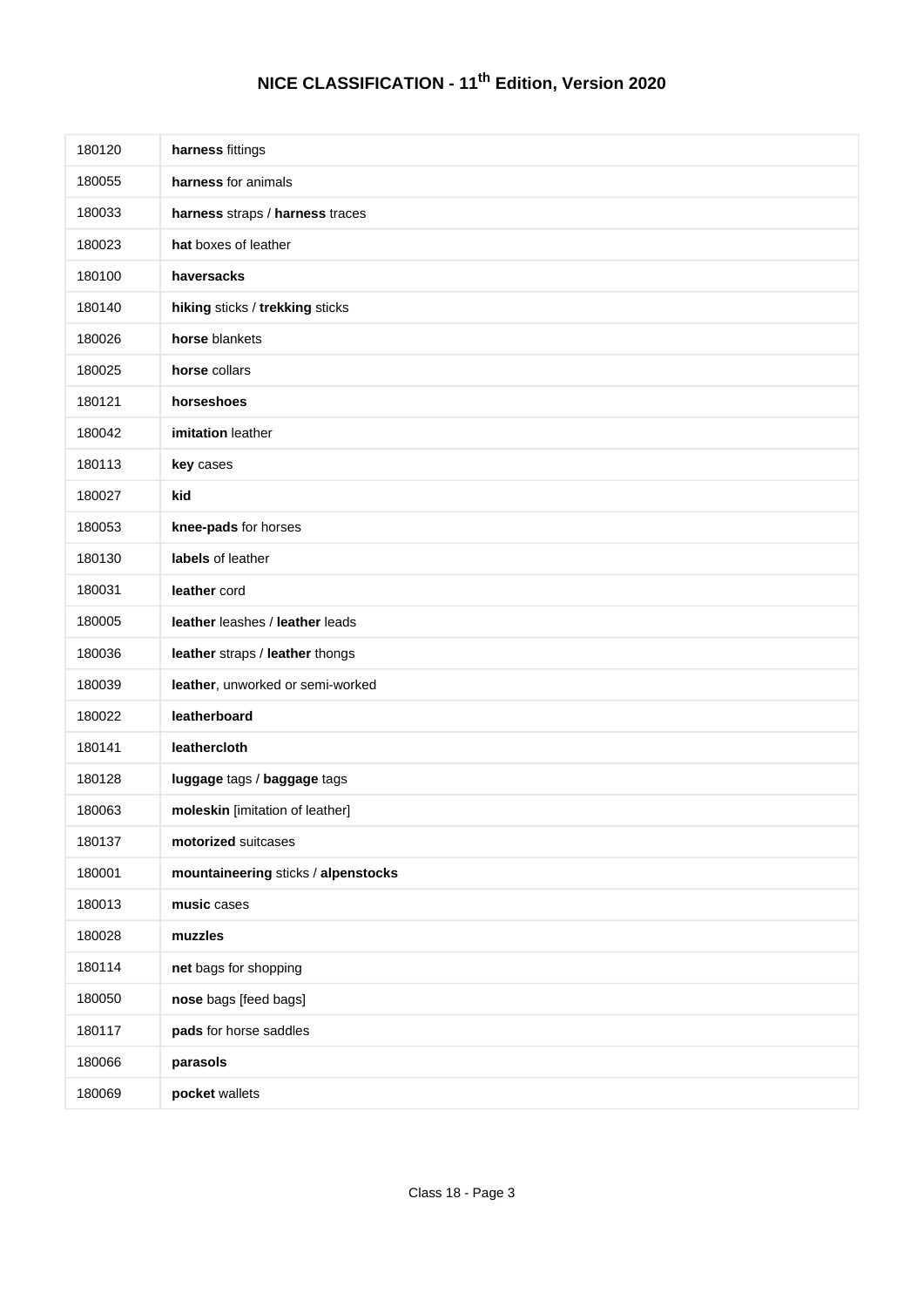# NICE CLASSIFICATION - 11th Edition, Version 2020

| | |
|---|---|
| 180120 | **harness** fittings |
| 180055 | **harness** for animals |
| 180033 | **harness** straps / **harness** traces |
| 180023 | **hat** boxes of leather |
| 180100 | **haversacks** |
| 180140 | **hiking** sticks / **trekking** sticks |
| 180026 | **horse** blankets |
| 180025 | **horse** collars |
| 180121 | **horseshoes** |
| 180042 | **imitation** leather |
| 180113 | **key** cases |
| 180027 | **kid** |
| 180053 | **knee-pads** for horses |
| 180130 | **labels** of leather |
| 180031 | **leather** cord |
| 180005 | **leather** leashes / **leather** leads |
| 180036 | **leather** straps / **leather** thongs |
| 180039 | **leather**, unworked or semi-worked |
| 180022 | **leatherboard** |
| 180141 | **leathercloth** |
| 180128 | **luggage** tags / **baggage** tags |
| 180063 | **moleskin** [imitation of leather] |
| 180137 | **motorized** suitcases |
| 180001 | **mountaineering** sticks / **alpenstocks** |
| 180013 | **music** cases |
| 180028 | **muzzles** |
| 180114 | **net** bags for shopping |
| 180050 | **nose** bags [feed bags] |
| 180117 | **pads** for horse saddles |
| 180066 | **parasols** |
| 180069 | **pocket** wallets |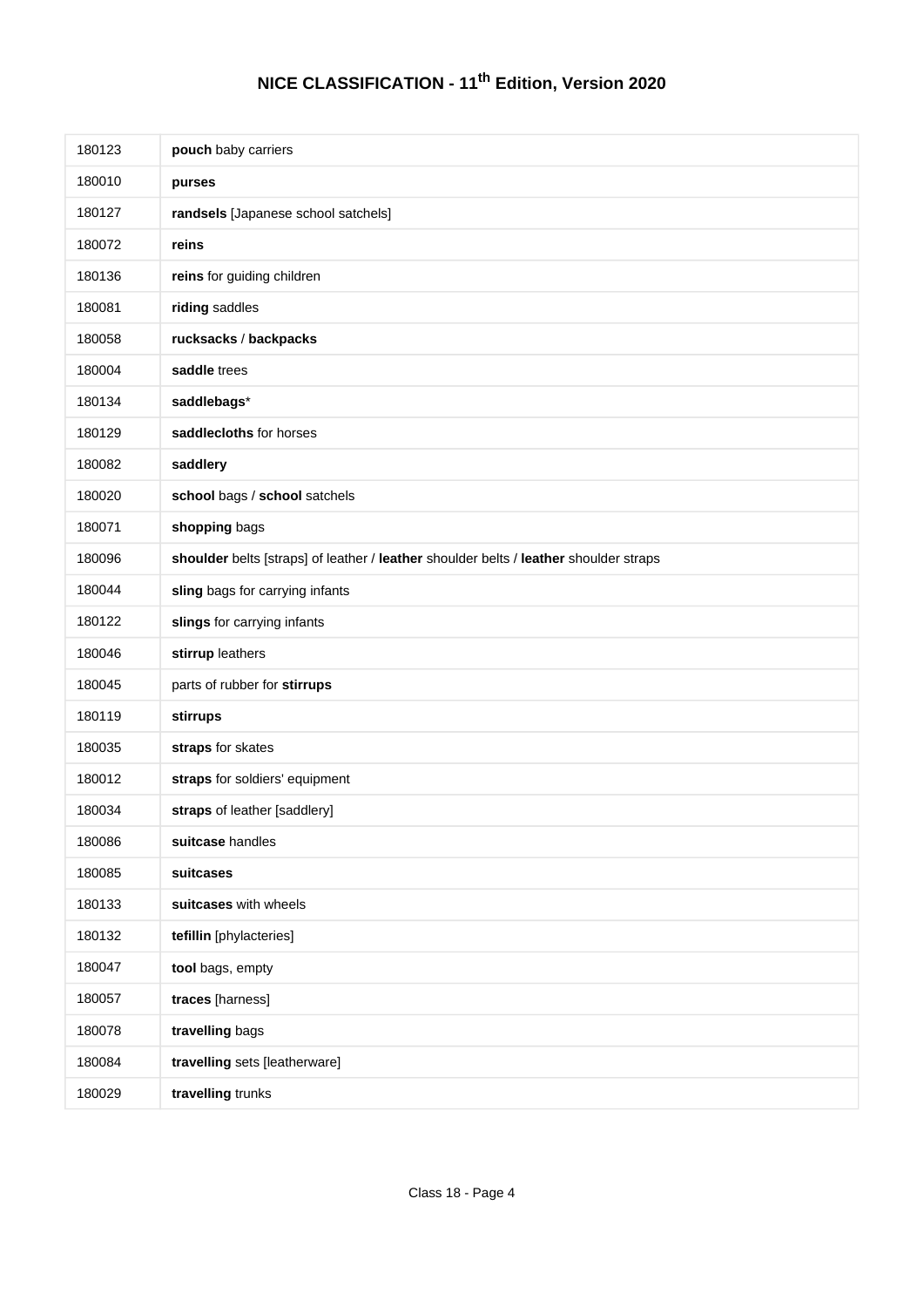# NICE CLASSIFICATION - 11th Edition, Version 2020

| | |
|---|---|
| 180123 | **pouch** baby carriers |
| 180010 | **purses** |
| 180127 | **randsels** [Japanese school satchels] |
| 180072 | **reins** |
| 180136 | **reins** for guiding children |
| 180081 | **riding** saddles |
| 180058 | **rucksacks** / **backpacks** |
| 180004 | **saddle** trees |
| 180134 | **saddlebags*** |
| 180129 | **saddlecloths** for horses |
| 180082 | **saddlery** |
| 180020 | **school** bags / **school** satchels |
| 180071 | **shopping** bags |
| 180096 | **shoulder** belts [straps] of leather / **leather** shoulder belts / **leather** shoulder straps |
| 180044 | **sling** bags for carrying infants |
| 180122 | **slings** for carrying infants |
| 180046 | **stirrup** leathers |
| 180045 | parts of rubber for **stirrups** |
| 180119 | **stirrups** |
| 180035 | **straps** for skates |
| 180012 | **straps** for soldiers' equipment |
| 180034 | **straps** of leather [saddlery] |
| 180086 | **suitcase** handles |
| 180085 | **suitcases** |
| 180133 | **suitcases** with wheels |
| 180132 | **tefillin** [phylacteries] |
| 180047 | **tool** bags, empty |
| 180057 | **traces** [harness] |
| 180078 | **travelling** bags |
| 180084 | **travelling** sets [leatherware] |
| 180029 | **travelling** trunks |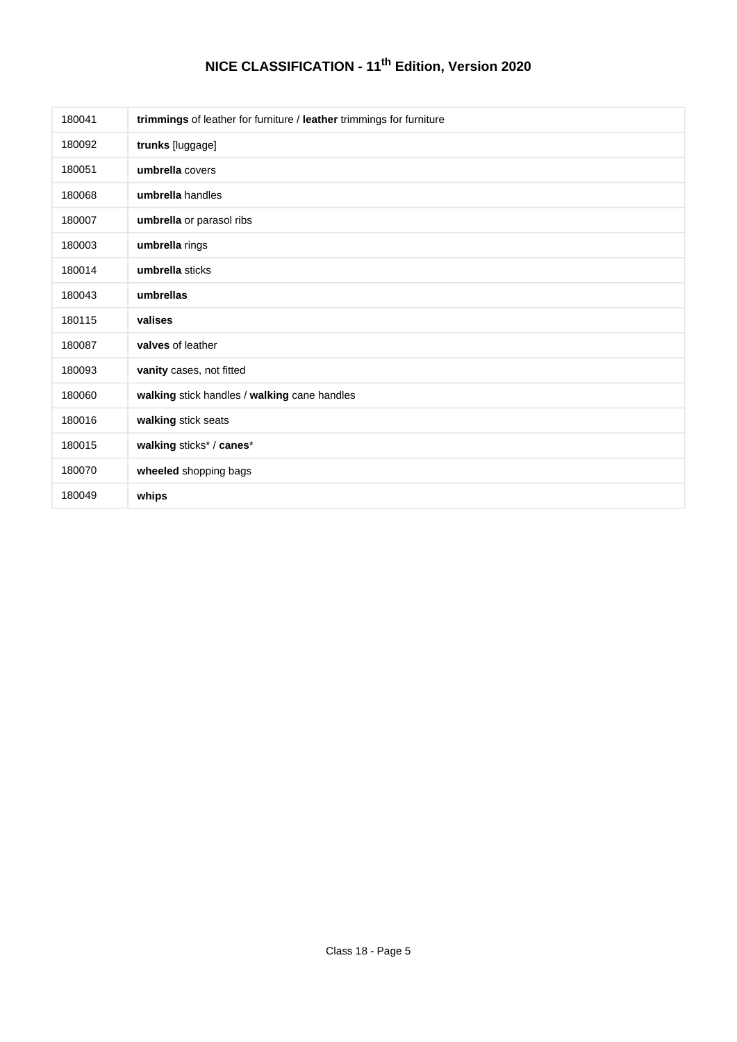# NICE CLASSIFICATION - 11th Edition, Version 2020

| | |
|---|---|
| 180041 | **trimmings** of leather for furniture / **leather** trimmings for furniture |
| 180092 | **trunks** [luggage] |
| 180051 | **umbrella** covers |
| 180068 | **umbrella** handles |
| 180007 | **umbrella** or parasol ribs |
| 180003 | **umbrella** rings |
| 180014 | **umbrella** sticks |
| 180043 | **umbrellas** |
| 180115 | **valises** |
| 180087 | **valves** of leather |
| 180093 | **vanity** cases, not fitted |
| 180060 | **walking** stick handles / **walking** cane handles |
| 180016 | **walking** stick seats |
| 180015 | **walking** sticks* / **canes*** |
| 180070 | **wheeled** shopping bags |
| 180049 | **whips** |